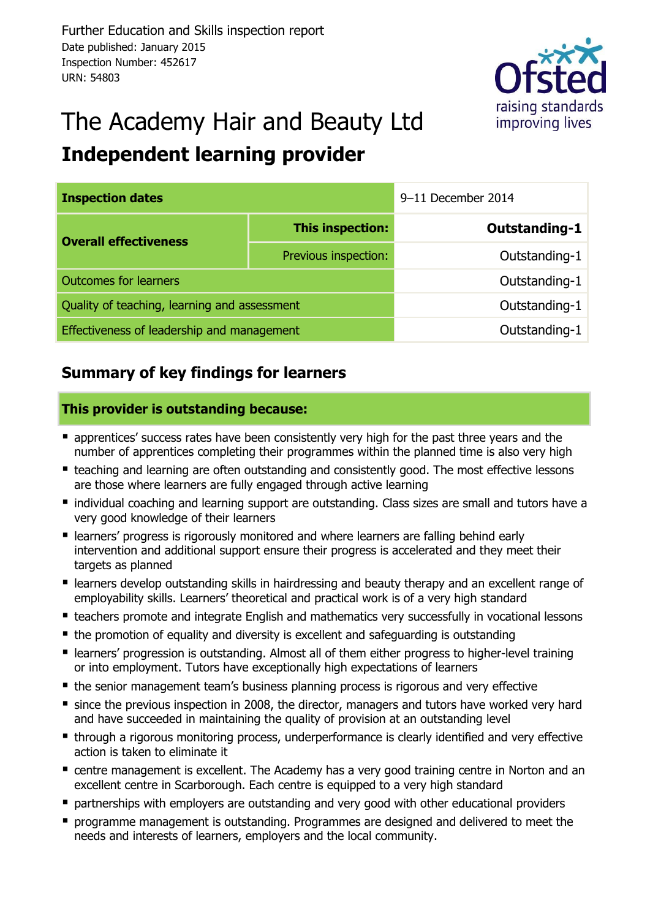Further Education and Skills inspection report
Date published: January 2015
Inspection Number: 452617
URN: 54803

# The Academy Hair and Beauty Ltd

## Independent learning provider

| Inspection dates | | 9–11 December 2014 |
|---|---|---|
| Overall effectiveness | **This inspection:** | **Outstanding-1** |
| | Previous inspection: | Outstanding-1 |
| Outcomes for learners | | Outstanding-1 |
| Quality of teaching, learning and assessment | | Outstanding-1 |
| Effectiveness of leadership and management | | Outstanding-1 |

## Summary of key findings for learners

**This provider is outstanding because:**

- apprentices' success rates have been consistently very high for the past three years and the number of apprentices completing their programmes within the planned time is also very high
- teaching and learning are often outstanding and consistently good. The most effective lessons are those where learners are fully engaged through active learning
- individual coaching and learning support are outstanding. Class sizes are small and tutors have a very good knowledge of their learners
- learners' progress is rigorously monitored and where learners are falling behind early intervention and additional support ensure their progress is accelerated and they meet their targets as planned
- learners develop outstanding skills in hairdressing and beauty therapy and an excellent range of employability skills. Learners' theoretical and practical work is of a very high standard
- teachers promote and integrate English and mathematics very successfully in vocational lessons
- the promotion of equality and diversity is excellent and safeguarding is outstanding
- learners' progression is outstanding. Almost all of them either progress to higher-level training or into employment. Tutors have exceptionally high expectations of learners
- the senior management team's business planning process is rigorous and very effective
- since the previous inspection in 2008, the director, managers and tutors have worked very hard and have succeeded in maintaining the quality of provision at an outstanding level
- through a rigorous monitoring process, underperformance is clearly identified and very effective action is taken to eliminate it
- centre management is excellent. The Academy has a very good training centre in Norton and an excellent centre in Scarborough. Each centre is equipped to a very high standard
- partnerships with employers are outstanding and very good with other educational providers
- programme management is outstanding. Programmes are designed and delivered to meet the needs and interests of learners, employers and the local community.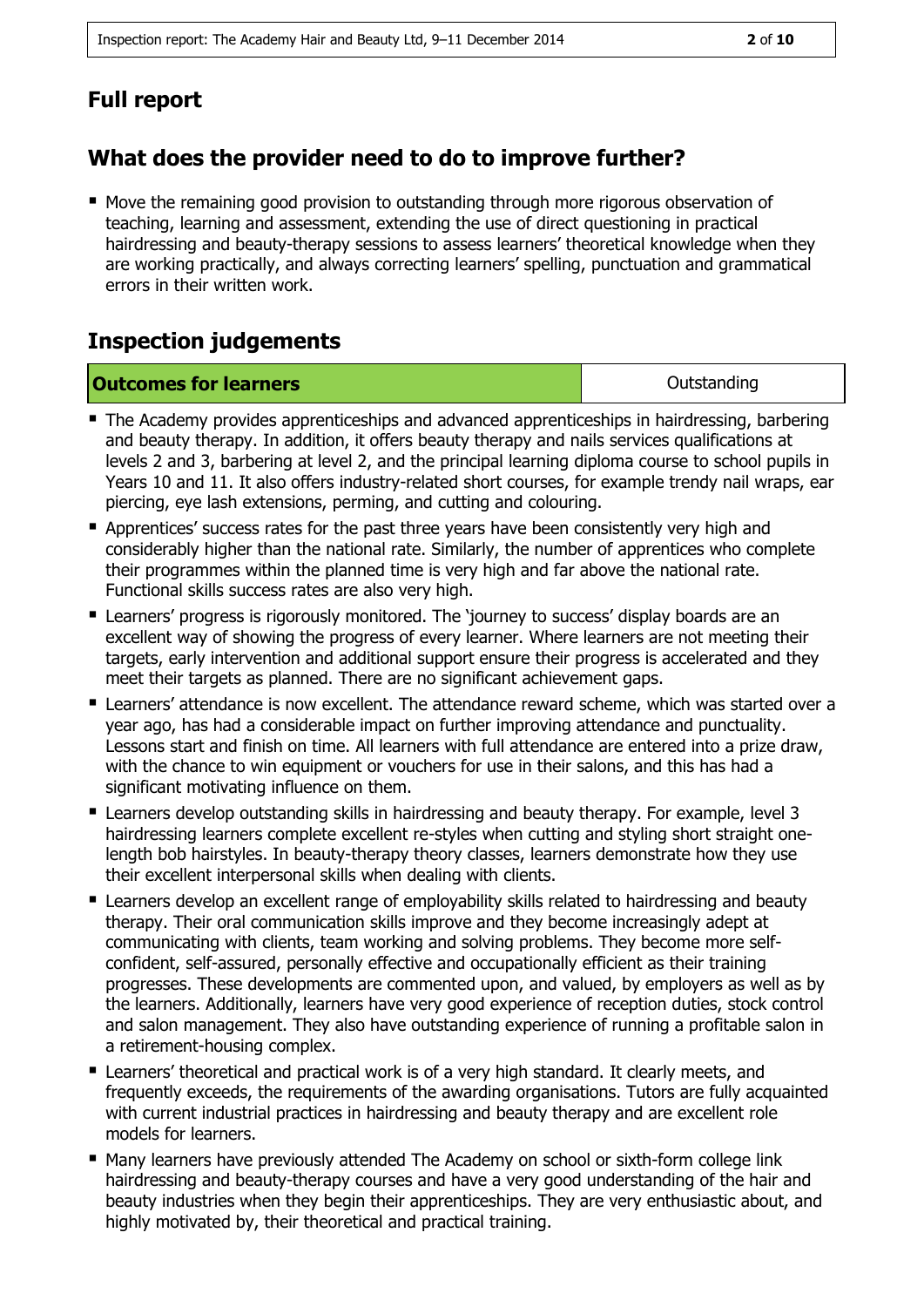## Full report

## What does the provider need to do to improve further?

- Move the remaining good provision to outstanding through more rigorous observation of teaching, learning and assessment, extending the use of direct questioning in practical hairdressing and beauty-therapy sessions to assess learners' theoretical knowledge when they are working practically, and always correcting learners' spelling, punctuation and grammatical errors in their written work.

## Inspection judgements

| Outcomes for learners | Outstanding |
| --- | --- |

- The Academy provides apprenticeships and advanced apprenticeships in hairdressing, barbering and beauty therapy. In addition, it offers beauty therapy and nails services qualifications at levels 2 and 3, barbering at level 2, and the principal learning diploma course to school pupils in Years 10 and 11. It also offers industry-related short courses, for example trendy nail wraps, ear piercing, eye lash extensions, perming, and cutting and colouring.
- Apprentices' success rates for the past three years have been consistently very high and considerably higher than the national rate. Similarly, the number of apprentices who complete their programmes within the planned time is very high and far above the national rate. Functional skills success rates are also very high.
- Learners' progress is rigorously monitored. The 'journey to success' display boards are an excellent way of showing the progress of every learner. Where learners are not meeting their targets, early intervention and additional support ensure their progress is accelerated and they meet their targets as planned. There are no significant achievement gaps.
- Learners' attendance is now excellent. The attendance reward scheme, which was started over a year ago, has had a considerable impact on further improving attendance and punctuality. Lessons start and finish on time. All learners with full attendance are entered into a prize draw, with the chance to win equipment or vouchers for use in their salons, and this has had a significant motivating influence on them.
- Learners develop outstanding skills in hairdressing and beauty therapy. For example, level 3 hairdressing learners complete excellent re-styles when cutting and styling short straight one-length bob hairstyles. In beauty-therapy theory classes, learners demonstrate how they use their excellent interpersonal skills when dealing with clients.
- Learners develop an excellent range of employability skills related to hairdressing and beauty therapy. Their oral communication skills improve and they become increasingly adept at communicating with clients, team working and solving problems. They become more self-confident, self-assured, personally effective and occupationally efficient as their training progresses. These developments are commented upon, and valued, by employers as well as by the learners. Additionally, learners have very good experience of reception duties, stock control and salon management. They also have outstanding experience of running a profitable salon in a retirement-housing complex.
- Learners' theoretical and practical work is of a very high standard. It clearly meets, and frequently exceeds, the requirements of the awarding organisations. Tutors are fully acquainted with current industrial practices in hairdressing and beauty therapy and are excellent role models for learners.
- Many learners have previously attended The Academy on school or sixth-form college link hairdressing and beauty-therapy courses and have a very good understanding of the hair and beauty industries when they begin their apprenticeships. They are very enthusiastic about, and highly motivated by, their theoretical and practical training.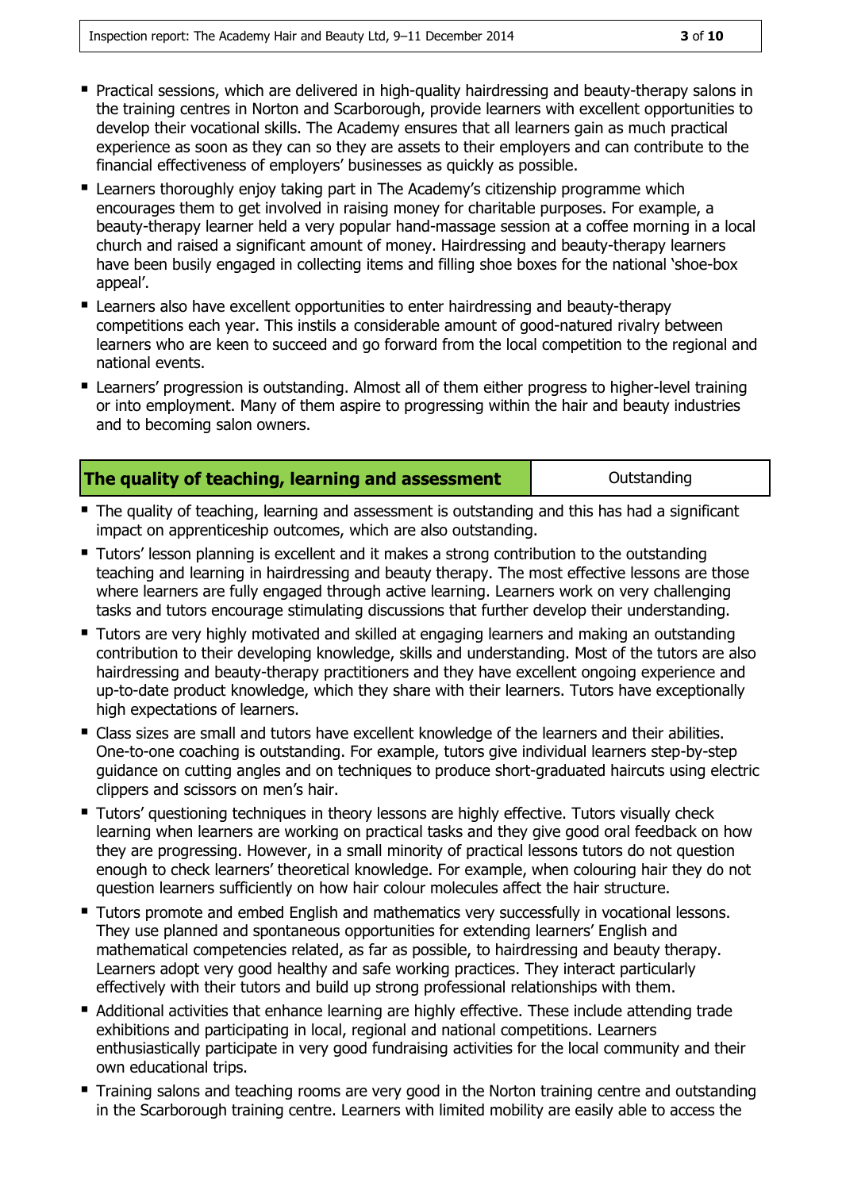- Practical sessions, which are delivered in high-quality hairdressing and beauty-therapy salons in the training centres in Norton and Scarborough, provide learners with excellent opportunities to develop their vocational skills. The Academy ensures that all learners gain as much practical experience as soon as they can so they are assets to their employers and can contribute to the financial effectiveness of employers' businesses as quickly as possible.
- Learners thoroughly enjoy taking part in The Academy's citizenship programme which encourages them to get involved in raising money for charitable purposes. For example, a beauty-therapy learner held a very popular hand-massage session at a coffee morning in a local church and raised a significant amount of money. Hairdressing and beauty-therapy learners have been busily engaged in collecting items and filling shoe boxes for the national 'shoe-box appeal'.
- Learners also have excellent opportunities to enter hairdressing and beauty-therapy competitions each year. This instils a considerable amount of good-natured rivalry between learners who are keen to succeed and go forward from the local competition to the regional and national events.
- Learners' progression is outstanding. Almost all of them either progress to higher-level training or into employment. Many of them aspire to progressing within the hair and beauty industries and to becoming salon owners.

| **The quality of teaching, learning and assessment** | Outstanding |
|---|---|

- The quality of teaching, learning and assessment is outstanding and this has had a significant impact on apprenticeship outcomes, which are also outstanding.
- Tutors' lesson planning is excellent and it makes a strong contribution to the outstanding teaching and learning in hairdressing and beauty therapy. The most effective lessons are those where learners are fully engaged through active learning. Learners work on very challenging tasks and tutors encourage stimulating discussions that further develop their understanding.
- Tutors are very highly motivated and skilled at engaging learners and making an outstanding contribution to their developing knowledge, skills and understanding. Most of the tutors are also hairdressing and beauty-therapy practitioners and they have excellent ongoing experience and up-to-date product knowledge, which they share with their learners. Tutors have exceptionally high expectations of learners.
- Class sizes are small and tutors have excellent knowledge of the learners and their abilities. One-to-one coaching is outstanding. For example, tutors give individual learners step-by-step guidance on cutting angles and on techniques to produce short-graduated haircuts using electric clippers and scissors on men's hair.
- Tutors' questioning techniques in theory lessons are highly effective. Tutors visually check learning when learners are working on practical tasks and they give good oral feedback on how they are progressing. However, in a small minority of practical lessons tutors do not question enough to check learners' theoretical knowledge. For example, when colouring hair they do not question learners sufficiently on how hair colour molecules affect the hair structure.
- Tutors promote and embed English and mathematics very successfully in vocational lessons. They use planned and spontaneous opportunities for extending learners' English and mathematical competencies related, as far as possible, to hairdressing and beauty therapy. Learners adopt very good healthy and safe working practices. They interact particularly effectively with their tutors and build up strong professional relationships with them.
- Additional activities that enhance learning are highly effective. These include attending trade exhibitions and participating in local, regional and national competitions. Learners enthusiastically participate in very good fundraising activities for the local community and their own educational trips.
- Training salons and teaching rooms are very good in the Norton training centre and outstanding in the Scarborough training centre. Learners with limited mobility are easily able to access the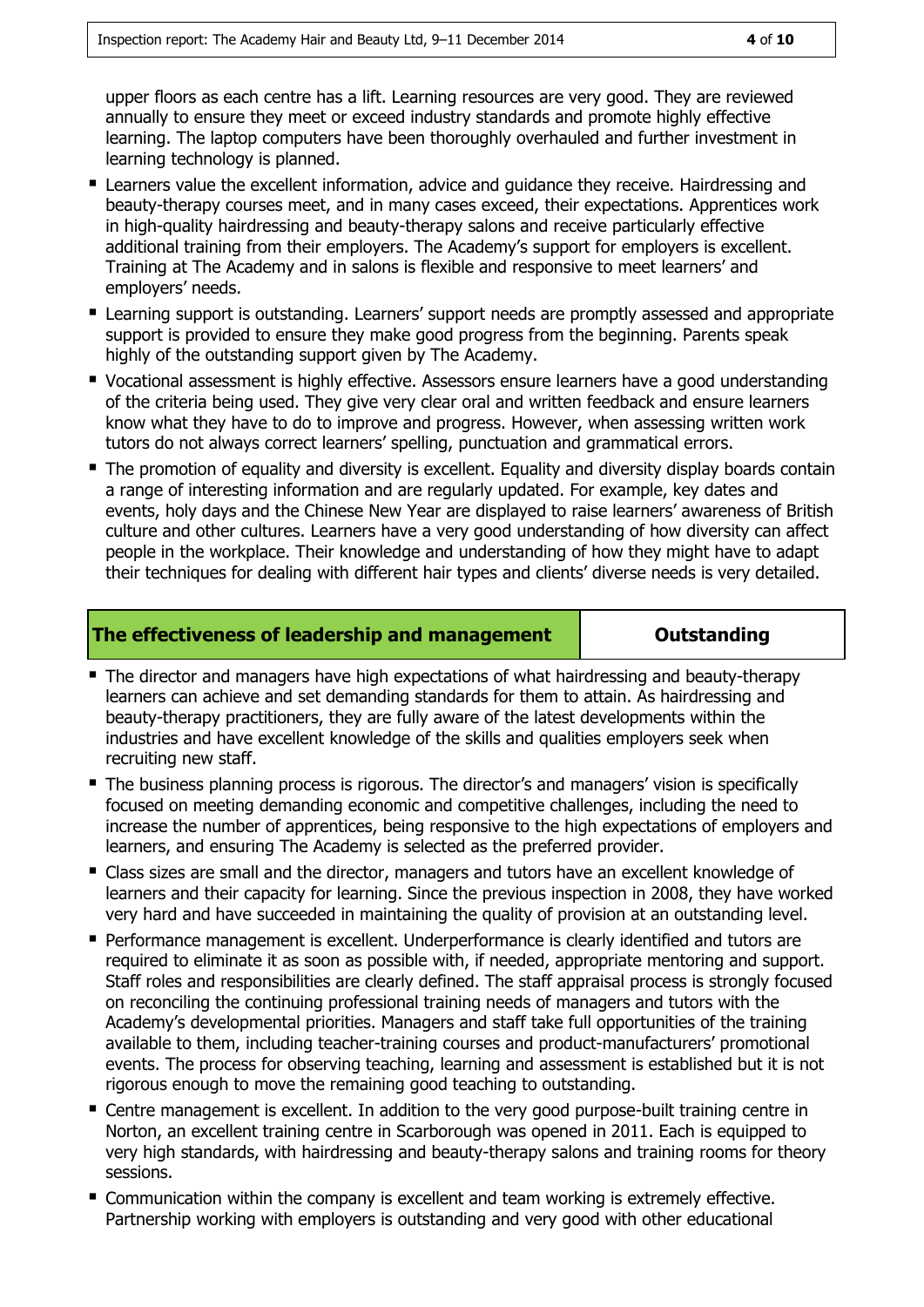upper floors as each centre has a lift. Learning resources are very good. They are reviewed annually to ensure they meet or exceed industry standards and promote highly effective learning. The laptop computers have been thoroughly overhauled and further investment in learning technology is planned.

- Learners value the excellent information, advice and guidance they receive. Hairdressing and beauty-therapy courses meet, and in many cases exceed, their expectations. Apprentices work in high-quality hairdressing and beauty-therapy salons and receive particularly effective additional training from their employers. The Academy's support for employers is excellent. Training at The Academy and in salons is flexible and responsive to meet learners' and employers' needs.
- Learning support is outstanding. Learners' support needs are promptly assessed and appropriate support is provided to ensure they make good progress from the beginning. Parents speak highly of the outstanding support given by The Academy.
- Vocational assessment is highly effective. Assessors ensure learners have a good understanding of the criteria being used. They give very clear oral and written feedback and ensure learners know what they have to do to improve and progress. However, when assessing written work tutors do not always correct learners' spelling, punctuation and grammatical errors.
- The promotion of equality and diversity is excellent. Equality and diversity display boards contain a range of interesting information and are regularly updated. For example, key dates and events, holy days and the Chinese New Year are displayed to raise learners' awareness of British culture and other cultures. Learners have a very good understanding of how diversity can affect people in the workplace. Their knowledge and understanding of how they might have to adapt their techniques for dealing with different hair types and clients' diverse needs is very detailed.

| The effectiveness of leadership and management | Outstanding |
|---|---|

- The director and managers have high expectations of what hairdressing and beauty-therapy learners can achieve and set demanding standards for them to attain. As hairdressing and beauty-therapy practitioners, they are fully aware of the latest developments within the industries and have excellent knowledge of the skills and qualities employers seek when recruiting new staff.
- The business planning process is rigorous. The director's and managers' vision is specifically focused on meeting demanding economic and competitive challenges, including the need to increase the number of apprentices, being responsive to the high expectations of employers and learners, and ensuring The Academy is selected as the preferred provider.
- Class sizes are small and the director, managers and tutors have an excellent knowledge of learners and their capacity for learning. Since the previous inspection in 2008, they have worked very hard and have succeeded in maintaining the quality of provision at an outstanding level.
- Performance management is excellent. Underperformance is clearly identified and tutors are required to eliminate it as soon as possible with, if needed, appropriate mentoring and support. Staff roles and responsibilities are clearly defined. The staff appraisal process is strongly focused on reconciling the continuing professional training needs of managers and tutors with the Academy's developmental priorities. Managers and staff take full opportunities of the training available to them, including teacher-training courses and product-manufacturers' promotional events. The process for observing teaching, learning and assessment is established but it is not rigorous enough to move the remaining good teaching to outstanding.
- Centre management is excellent. In addition to the very good purpose-built training centre in Norton, an excellent training centre in Scarborough was opened in 2011. Each is equipped to very high standards, with hairdressing and beauty-therapy salons and training rooms for theory sessions.
- Communication within the company is excellent and team working is extremely effective. Partnership working with employers is outstanding and very good with other educational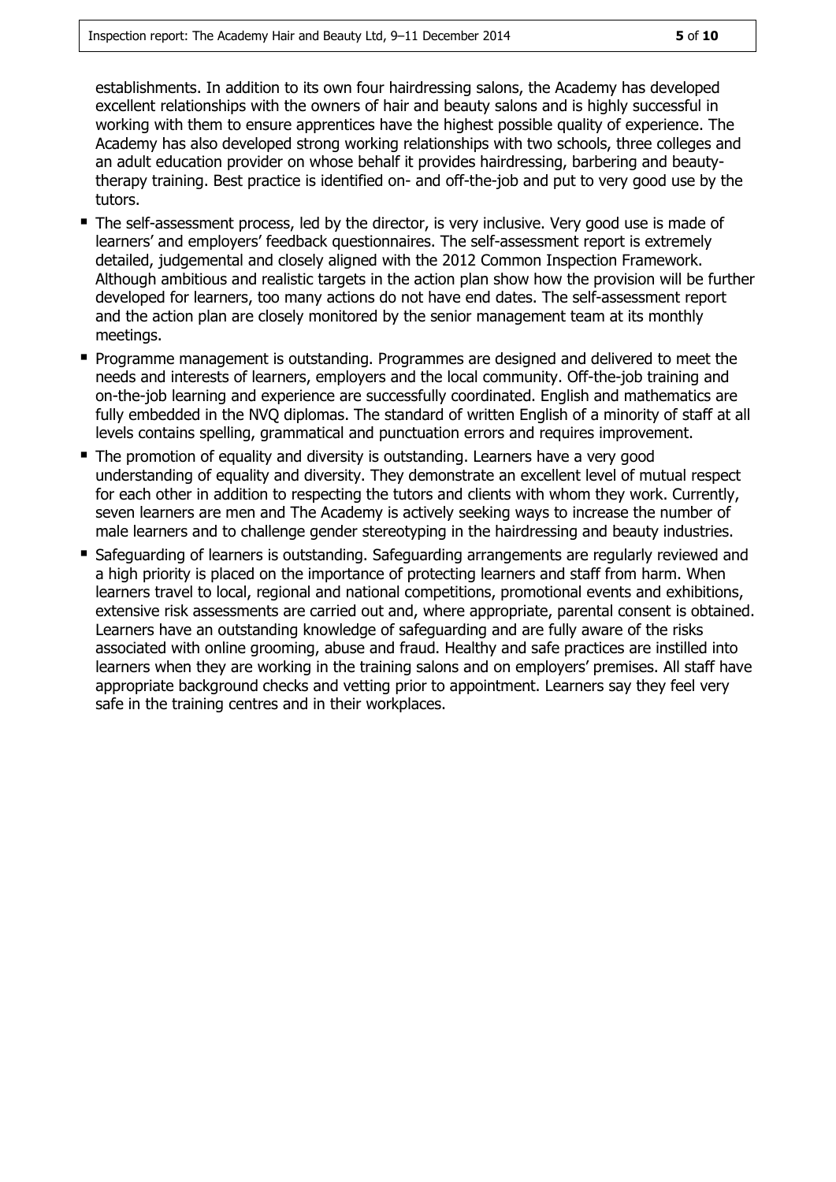establishments. In addition to its own four hairdressing salons, the Academy has developed excellent relationships with the owners of hair and beauty salons and is highly successful in working with them to ensure apprentices have the highest possible quality of experience. The Academy has also developed strong working relationships with two schools, three colleges and an adult education provider on whose behalf it provides hairdressing, barbering and beauty-therapy training. Best practice is identified on- and off-the-job and put to very good use by the tutors.

- The self-assessment process, led by the director, is very inclusive. Very good use is made of learners' and employers' feedback questionnaires. The self-assessment report is extremely detailed, judgemental and closely aligned with the 2012 Common Inspection Framework. Although ambitious and realistic targets in the action plan show how the provision will be further developed for learners, too many actions do not have end dates. The self-assessment report and the action plan are closely monitored by the senior management team at its monthly meetings.
- Programme management is outstanding. Programmes are designed and delivered to meet the needs and interests of learners, employers and the local community. Off-the-job training and on-the-job learning and experience are successfully coordinated. English and mathematics are fully embedded in the NVQ diplomas. The standard of written English of a minority of staff at all levels contains spelling, grammatical and punctuation errors and requires improvement.
- The promotion of equality and diversity is outstanding. Learners have a very good understanding of equality and diversity. They demonstrate an excellent level of mutual respect for each other in addition to respecting the tutors and clients with whom they work. Currently, seven learners are men and The Academy is actively seeking ways to increase the number of male learners and to challenge gender stereotyping in the hairdressing and beauty industries.
- Safeguarding of learners is outstanding. Safeguarding arrangements are regularly reviewed and a high priority is placed on the importance of protecting learners and staff from harm. When learners travel to local, regional and national competitions, promotional events and exhibitions, extensive risk assessments are carried out and, where appropriate, parental consent is obtained. Learners have an outstanding knowledge of safeguarding and are fully aware of the risks associated with online grooming, abuse and fraud. Healthy and safe practices are instilled into learners when they are working in the training salons and on employers' premises. All staff have appropriate background checks and vetting prior to appointment. Learners say they feel very safe in the training centres and in their workplaces.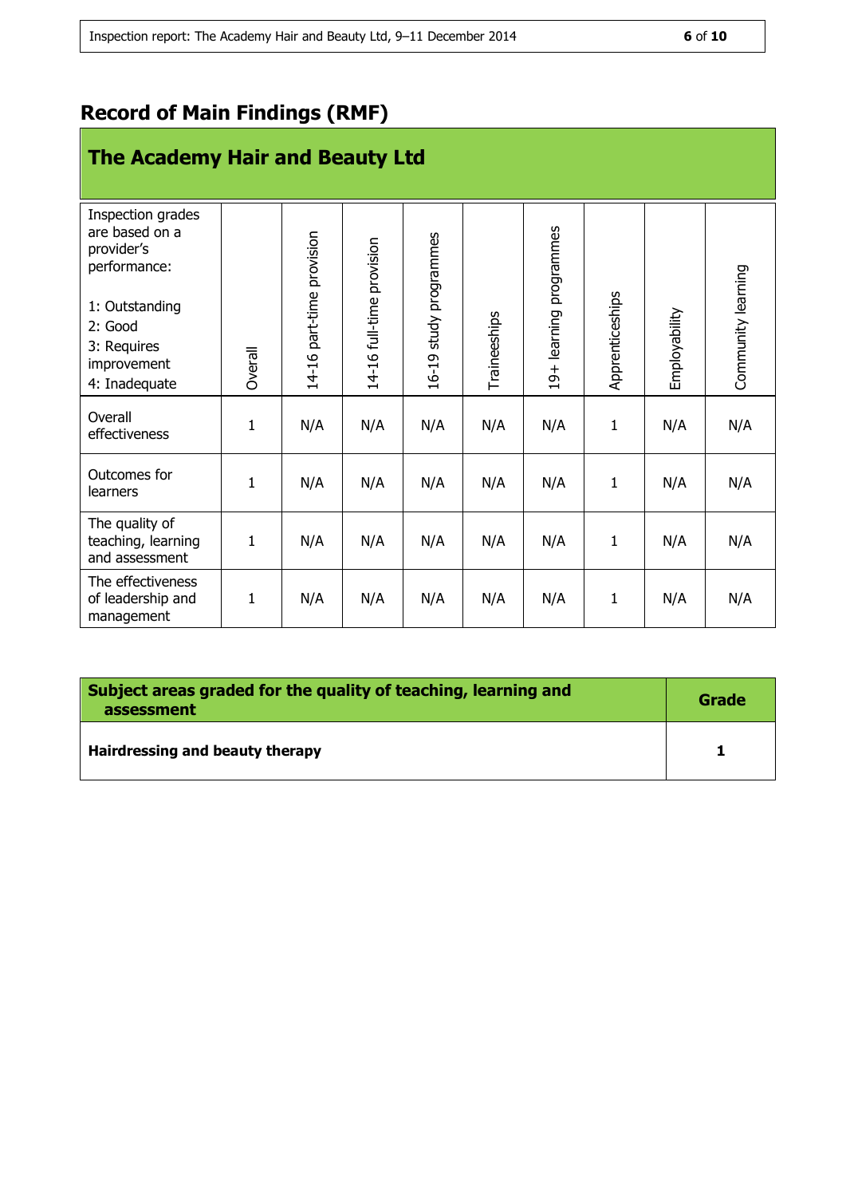## Record of Main Findings (RMF)

### The Academy Hair and Beauty Ltd

| Inspection grades are based on a provider's performance:<br><br>1: Outstanding<br>2: Good<br>3: Requires improvement<br>4: Inadequate | Overall | 14-16 part-time provision | 14-16 full-time provision | 16-19 study programmes | Traineeships | 19+ learning programmes | Apprenticeships | Employability | Community learning |
|---|---|---|---|---|---|---|---|---|---|
| Overall effectiveness | 1 | N/A | N/A | N/A | N/A | N/A | 1 | N/A | N/A |
| Outcomes for learners | 1 | N/A | N/A | N/A | N/A | N/A | 1 | N/A | N/A |
| The quality of teaching, learning and assessment | 1 | N/A | N/A | N/A | N/A | N/A | 1 | N/A | N/A |
| The effectiveness of leadership and management | 1 | N/A | N/A | N/A | N/A | N/A | 1 | N/A | N/A |

| **Subject areas graded for the quality of teaching, learning and assessment** | **Grade** |
|---|---|
| **Hairdressing and beauty therapy** | **1** |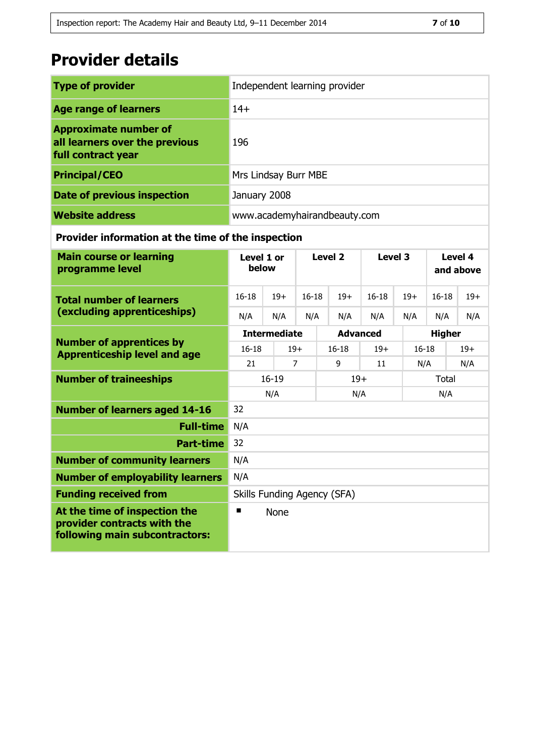# Provider details

| | |
|---|---|
| **Type of provider** | Independent learning provider |
| **Age range of learners** | 14+ |
| **Approximate number of all learners over the previous full contract year** | 196 |
| **Principal/CEO** | Mrs Lindsay Burr MBE |
| **Date of previous inspection** | January 2008 |
| **Website address** | www.academyhairandbeauty.com |

**Provider information at the time of the inspection**

| **Main course or learning programme level** | **Level 1 or below** | | **Level 2** | | **Level 3** | | **Level 4 and above** | |
|---|---|---|---|---|---|---|---|---|
| **Total number of learners (excluding apprenticeships)** | 16-18 | 19+ | 16-18 | 19+ | 16-18 | 19+ | 16-18 | 19+ |
| | N/A | N/A | N/A | N/A | N/A | N/A | N/A | N/A |

| **Number of apprentices by Apprenticeship level and age** | **Intermediate** | | **Advanced** | | **Higher** | |
|---|---|---|---|---|---|---|
| | 16-18 | 19+ | 16-18 | 19+ | 16-18 | 19+ |
| | 21 | 7 | 9 | 11 | N/A | N/A |

| **Number of traineeships** | 16-19 | 19+ | Total |
|---|---|---|---|
| | N/A | N/A | N/A |

| | |
|---|---|
| **Number of learners aged 14-16** | 32 |
| **Full-time** | N/A |
| **Part-time** | 32 |
| **Number of community learners** | N/A |
| **Number of employability learners** | N/A |
| **Funding received from** | Skills Funding Agency (SFA) |
| **At the time of inspection the provider contracts with the following main subcontractors:** | ▪ None |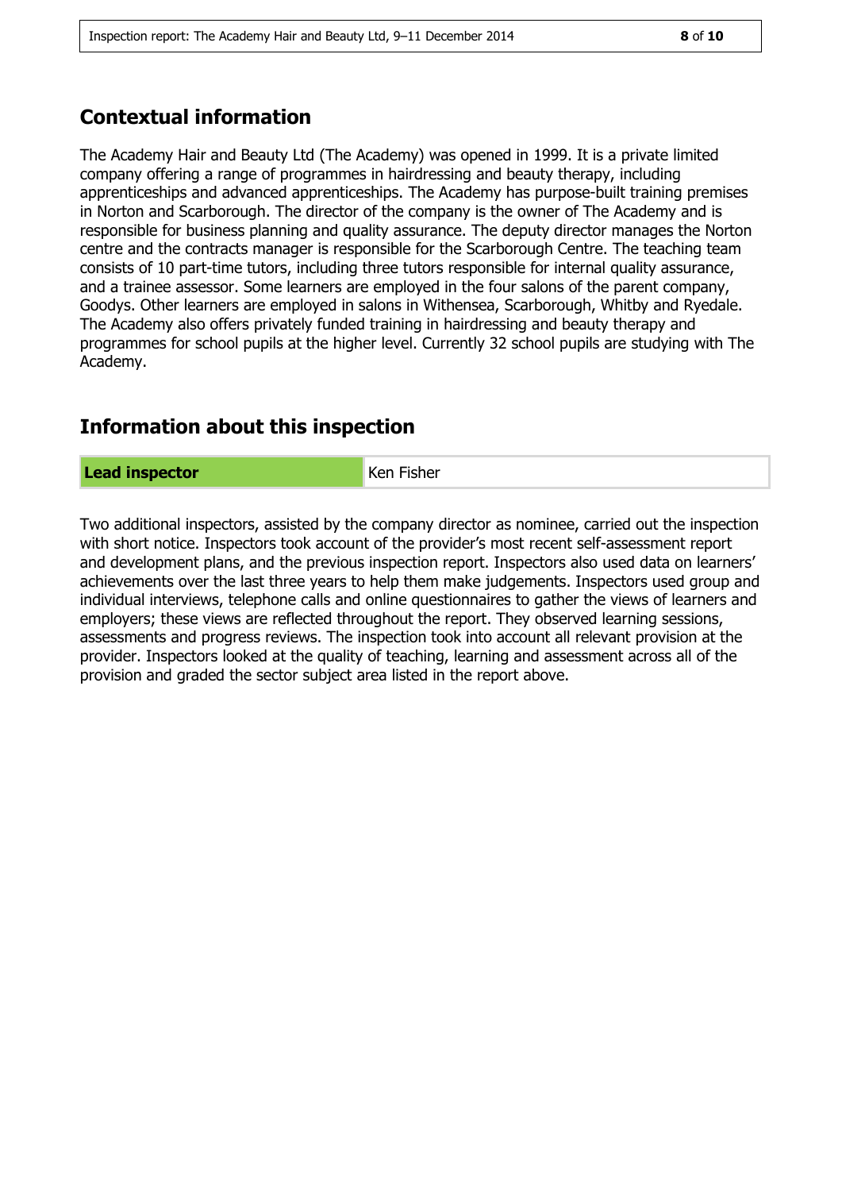## Contextual information

The Academy Hair and Beauty Ltd (The Academy) was opened in 1999. It is a private limited company offering a range of programmes in hairdressing and beauty therapy, including apprenticeships and advanced apprenticeships. The Academy has purpose-built training premises in Norton and Scarborough. The director of the company is the owner of The Academy and is responsible for business planning and quality assurance. The deputy director manages the Norton centre and the contracts manager is responsible for the Scarborough Centre. The teaching team consists of 10 part-time tutors, including three tutors responsible for internal quality assurance, and a trainee assessor. Some learners are employed in the four salons of the parent company, Goodys. Other learners are employed in salons in Withensea, Scarborough, Whitby and Ryedale. The Academy also offers privately funded training in hairdressing and beauty therapy and programmes for school pupils at the higher level. Currently 32 school pupils are studying with The Academy.

## Information about this inspection

| **Lead inspector** | Ken Fisher |
|---|---|

Two additional inspectors, assisted by the company director as nominee, carried out the inspection with short notice. Inspectors took account of the provider's most recent self-assessment report and development plans, and the previous inspection report. Inspectors also used data on learners' achievements over the last three years to help them make judgements. Inspectors used group and individual interviews, telephone calls and online questionnaires to gather the views of learners and employers; these views are reflected throughout the report. They observed learning sessions, assessments and progress reviews. The inspection took into account all relevant provision at the provider. Inspectors looked at the quality of teaching, learning and assessment across all of the provision and graded the sector subject area listed in the report above.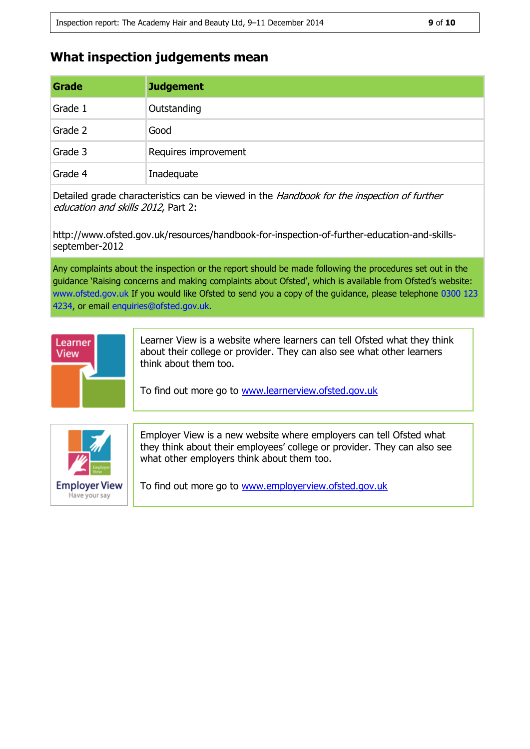## What inspection judgements mean

| Grade | Judgement |
| --- | --- |
| Grade 1 | Outstanding |
| Grade 2 | Good |
| Grade 3 | Requires improvement |
| Grade 4 | Inadequate |

Detailed grade characteristics can be viewed in the *Handbook for the inspection of further education and skills 2012*, Part 2:

http://www.ofsted.gov.uk/resources/handbook-for-inspection-of-further-education-and-skills-september-2012

Any complaints about the inspection or the report should be made following the procedures set out in the guidance 'Raising concerns and making complaints about Ofsted', which is available from Ofsted's website: www.ofsted.gov.uk If you would like Ofsted to send you a copy of the guidance, please telephone 0300 123 4234, or email enquiries@ofsted.gov.uk.

Learner View is a website where learners can tell Ofsted what they think about their college or provider. They can also see what other learners think about them too.

To find out more go to www.learnerview.ofsted.gov.uk

Employer View is a new website where employers can tell Ofsted what they think about their employees' college or provider. They can also see what other employers think about them too.

To find out more go to www.employerview.ofsted.gov.uk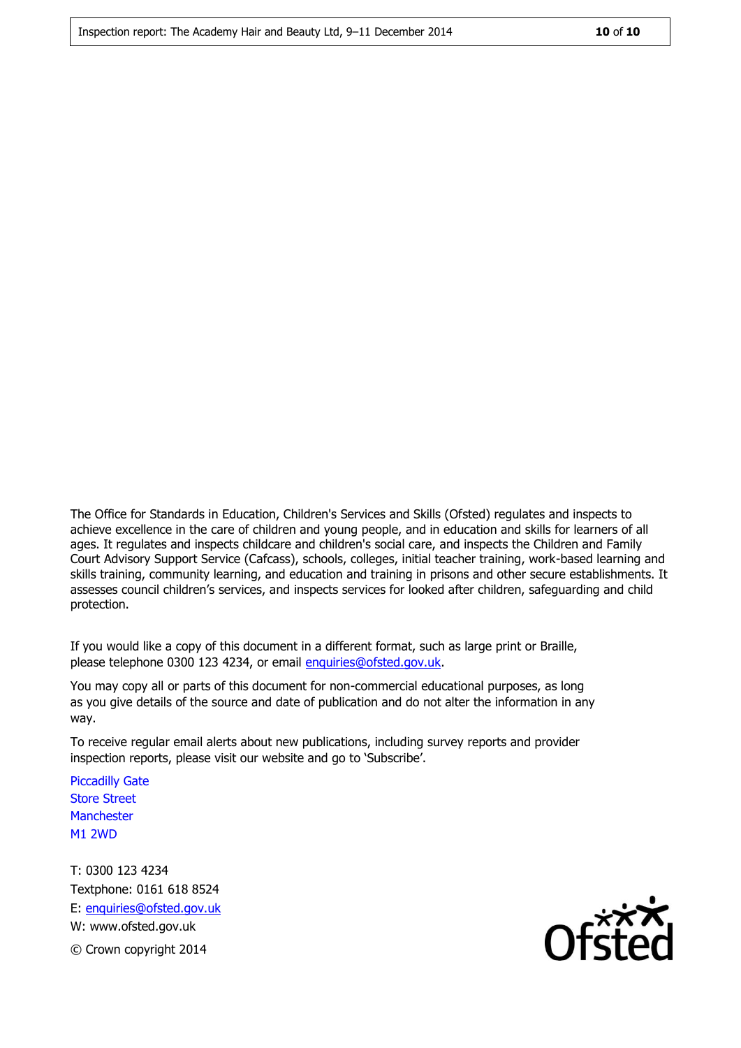The Office for Standards in Education, Children's Services and Skills (Ofsted) regulates and inspects to achieve excellence in the care of children and young people, and in education and skills for learners of all ages. It regulates and inspects childcare and children's social care, and inspects the Children and Family Court Advisory Support Service (Cafcass), schools, colleges, initial teacher training, work-based learning and skills training, community learning, and education and training in prisons and other secure establishments. It assesses council children's services, and inspects services for looked after children, safeguarding and child protection.

If you would like a copy of this document in a different format, such as large print or Braille, please telephone 0300 123 4234, or email enquiries@ofsted.gov.uk.

You may copy all or parts of this document for non-commercial educational purposes, as long as you give details of the source and date of publication and do not alter the information in any way.

To receive regular email alerts about new publications, including survey reports and provider inspection reports, please visit our website and go to 'Subscribe'.

Piccadilly Gate
Store Street
Manchester
M1 2WD

T: 0300 123 4234
Textphone: 0161 618 8524
E: enquiries@ofsted.gov.uk
W: www.ofsted.gov.uk

© Crown copyright 2014